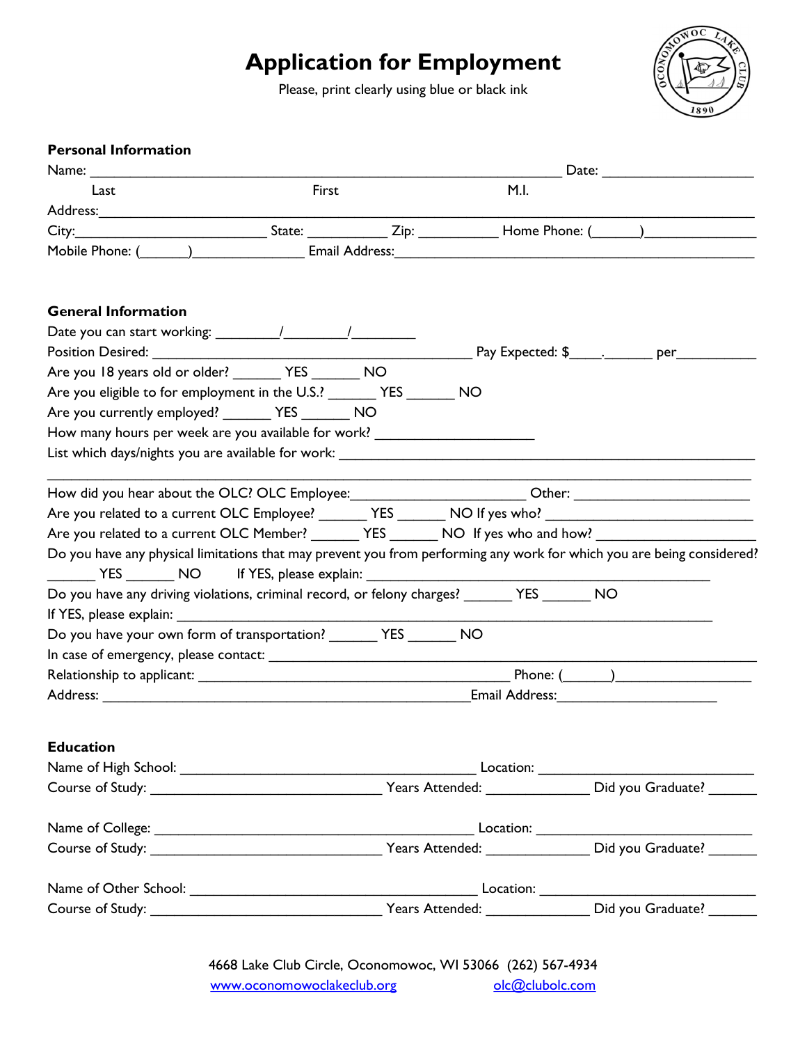# Application for Employment

Please, print clearly using blue or black ink

**Personal Information**

Name: ______________________________________________ Date: ______________
Last First M.I.

Address: ____________________________________________________________

City: ____________________ State: ________ Zip: ________ Home Phone: (_____)___________

Mobile Phone: (_____)___________ Email Address: ________________________________

**General Information**

Date you can start working: ______/______/______

Position Desired: ______________________________ Pay Expected: $____.______ per________

Are you 18 years old or older? ______ YES ______ NO

Are you eligible to for employment in the U.S.? ______ YES ______ NO

Are you currently employed? ______ YES ______ NO

How many hours per week are you available for work? ______________

List which days/nights you are available for work: ________________________________________

______________________________________________________________________

How did you hear about the OLC? OLC Employee: ________________ Other: ________________

Are you related to a current OLC Employee? ______ YES ______ NO If yes who? ________________

Are you related to a current OLC Member? ______ YES ______ NO If yes who and how? ____________

Do you have any physical limitations that may prevent you from performing any work for which you are being considered?

______ YES ______ NO If YES, please explain: ________________________________

Do you have any driving violations, criminal record, or felony charges? ______ YES ______ NO

If YES, please explain: ________________________________________________

Do you have your own form of transportation? ______ YES ______ NO

In case of emergency, please contact: ________________________________________

Relationship to applicant: ____________________________ Phone: (_____)___________

Address: ____________________________________ Email Address: ________________

**Education**

Name of High School: ______________________________ Location: ____________________

Course of Study: ______________________ Years Attended: __________ Did you Graduate? ______

Name of College: ______________________________ Location: ____________________

Course of Study: ______________________ Years Attended: __________ Did you Graduate? ______

Name of Other School: ______________________________ Location: ____________________

Course of Study: ______________________ Years Attended: __________ Did you Graduate? ______

4668 Lake Club Circle, Oconomowoc, WI 53066 (262) 567-4934

www.oconomowoclakeclub.org olc@clubolc.com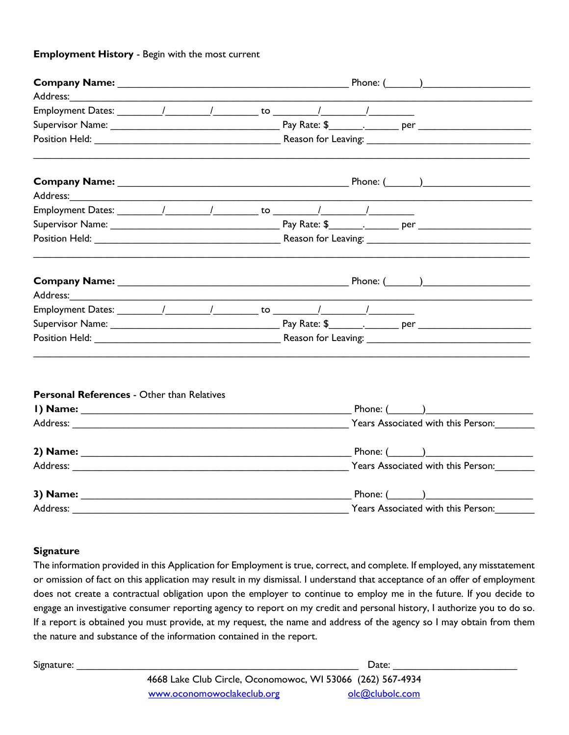**Employment History** - Begin with the most current

**Company Name:** ___________________________________________ Phone: (______)____________________
Address:_____________________________________________________________________________________
Employment Dates: ________/________/________ to ________/________/________
Supervisor Name: _______________________________ Pay Rate: $______.______ per _____________________
Position Held: ___________________________________ Reason for Leaving: ______________________________
______________________________________________________________________________________________

**Company Name:** ___________________________________________ Phone: (______)____________________
Address:_____________________________________________________________________________________
Employment Dates: ________/________/________ to ________/________/________
Supervisor Name: _______________________________ Pay Rate: $______.______ per _____________________
Position Held: ___________________________________ Reason for Leaving: ______________________________
______________________________________________________________________________________________

**Company Name:** ___________________________________________ Phone: (______)____________________
Address:_____________________________________________________________________________________
Employment Dates: ________/________/________ to ________/________/________
Supervisor Name: _______________________________ Pay Rate: $______.______ per _____________________
Position Held: ___________________________________ Reason for Leaving: ______________________________
______________________________________________________________________________________________

**Personal References** - Other than Relatives

**1) Name:** ___________________________________________________ Phone: (______)____________________
Address: ____________________________________________________ Years Associated with this Person:_______

**2) Name:** ___________________________________________________ Phone: (______)____________________
Address: ____________________________________________________ Years Associated with this Person:_______

**3) Name:** ___________________________________________________ Phone: (______)____________________
Address: ____________________________________________________ Years Associated with this Person:_______

**Signature**

The information provided in this Application for Employment is true, correct, and complete. If employed, any misstatement or omission of fact on this application may result in my dismissal. I understand that acceptance of an offer of employment does not create a contractual obligation upon the employer to continue to employ me in the future. If you decide to engage an investigative consumer reporting agency to report on my credit and personal history, I authorize you to do so. If a report is obtained you must provide, at my request, the name and address of the agency so I may obtain from them the nature and substance of the information contained in the report.

Signature: ____________________________________________________ Date: _______________________

4668 Lake Club Circle, Oconomowoc, WI 53066 (262) 567-4934
www.oconomowoclakeclub.org olc@clubolc.com